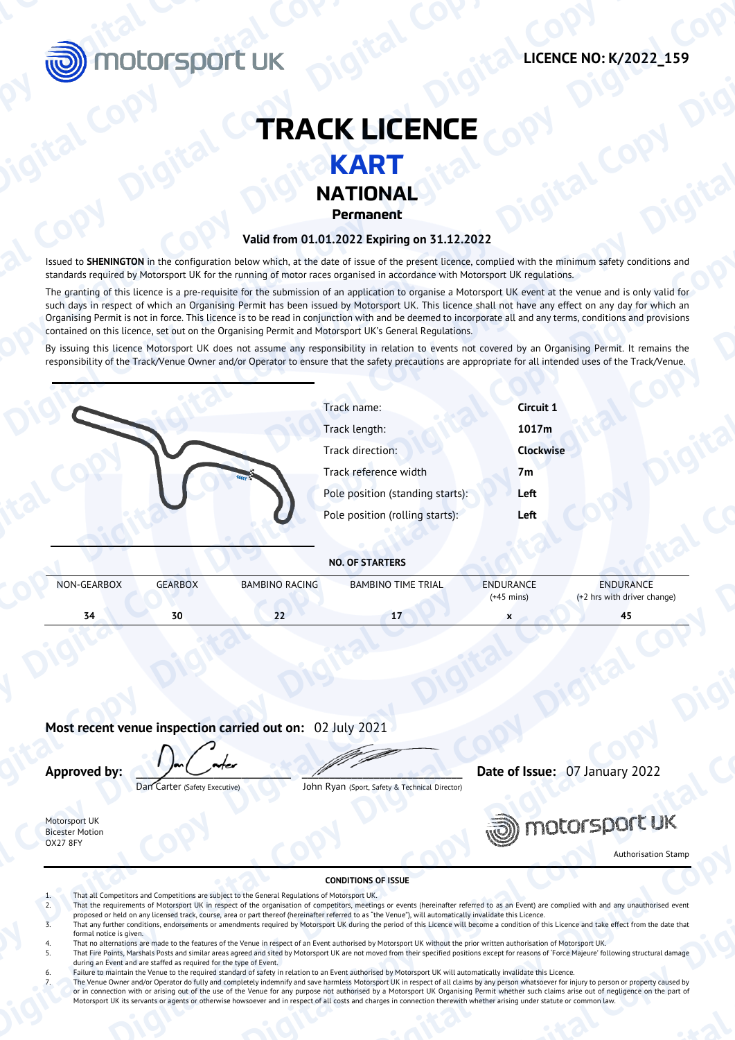motorsport UK

**LICENCE NO: K/2022_159**

# TRACK LICENCE

## KART

## NATIONAL

### Permanent

**Valid from 01.01.2022 Expiring on 31.12.2022**

Issued to **SHENINGTON** in the configuration below which, at the date of issue of the present licence, complied with the minimum safety conditions and standards required by Motorsport UK for the running of motor races organised in accordance with Motorsport UK regulations.

The granting of this licence is a pre-requisite for the submission of an application to organise a Motorsport UK event at the venue and is only valid for such days in respect of which an Organising Permit has been issued by Motorsport UK. This licence shall not have any effect on any day for which an Organising Permit is not in force. This licence is to be read in conjunction with and be deemed to incorporate all and any terms, conditions and provisions contained on this licence, set out on the Organising Permit and Motorsport UK's General Regulations.

By issuing this licence Motorsport UK does not assume any responsibility in relation to events not covered by an Organising Permit. It remains the responsibility of the Track/Venue Owner and/or Operator to ensure that the safety precautions are appropriate for all intended uses of the Track/Venue.

| | |
|---|---|
| Track name: | **Circuit 1** |
| Track length: | **1017m** |
| Track direction: | **Clockwise** |
| Track reference width | **7m** |
| Pole position (standing starts): | **Left** |
| Pole position (rolling starts): | **Left** |

**NO. OF STARTERS**

| NON-GEARBOX | GEARBOX | BAMBINO RACING | BAMBINO TIME TRIAL | ENDURANCE (+45 mins) | ENDURANCE (+2 hrs with driver change) |
|---|---|---|---|---|---|
| 34 | 30 | 22 | 17 | x | 45 |

**Most recent venue inspection carried out on:** 02 July 2021

**Approved by:**

Dan Carter (Safety Executive)

John Ryan (Sport, Safety & Technical Director)

**Date of Issue:** 07 January 2022

Motorsport UK
Bicester Motion
OX27 8FY

motorsport UK

Authorisation Stamp

**CONDITIONS OF ISSUE**

1. That all Competitors and Competitions are subject to the General Regulations of Motorsport UK.
2. That the requirements of Motorsport UK in respect of the organisation of competitors, meetings or events (hereinafter referred to as an Event) are complied with and any unauthorised event proposed or held on any licensed track, course, area or part thereof (hereinafter referred to as "the Venue"), will automatically invalidate this Licence.
3. That any further conditions, endorsements or amendments required by Motorsport UK during the period of this Licence will become a condition of this Licence and take effect from the date that formal notice is given.
4. That no alternations are made to the features of the Venue in respect of an Event authorised by Motorsport UK without the prior written authorisation of Motorsport UK.
5. That Fire Points, Marshals Posts and similar areas agreed and sited by Motorsport UK are not moved from their specified positions except for reasons of 'Force Majeure' following structural damage during an Event and are staffed as required for the type of Event.
6. Failure to maintain the Venue to the required standard of safety in relation to an Event authorised by Motorsport UK will automatically invalidate this Licence.
7. The Venue Owner and/or Operator do fully and completely indemnify and save harmless Motorsport UK in respect of all claims by any person whatsoever for injury to person or property caused by or in connection with or arising out of the use of the Venue for any purpose not authorised by a Motorsport UK Organising Permit whether such claims arise out of negligence on the part of Motorsport UK its servants or agents or otherwise howsoever and in respect of all costs and charges in connection therewith whether arising under statute or common law.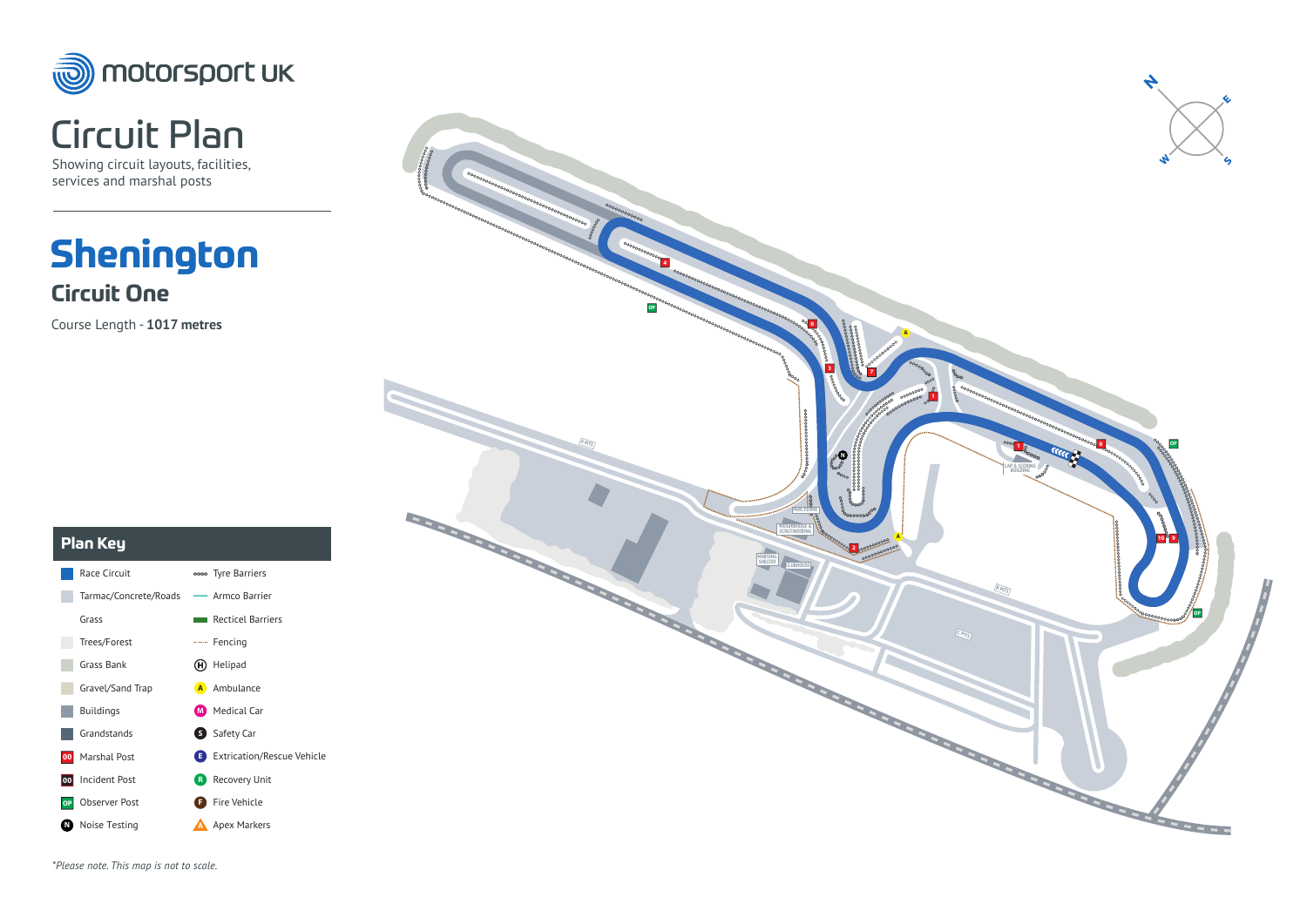motorsport UK

# Circuit Plan

Showing circuit layouts, facilities, services and marshal posts

# Shenington

## Circuit One

Course Length - **1017 metres**

N
E
W
S

PITS
PITS
PITS
LAP & SCORING BUILDING
PARC FERME
WEIGHBRIDGE & SCRUTINEERING
MARSHAL SHELTER
CLUBHOUSE

## Plan Key

| | |
|---|---|
| Race Circuit | Tyre Barriers |
| Tarmac/Concrete/Roads | Armco Barrier |
| Grass | Recticel Barriers |
| Trees/Forest | Fencing |
| Grass Bank | Helipad |
| Gravel/Sand Trap | Ambulance |
| Buildings | Medical Car |
| Grandstands | Safety Car |
| Marshal Post | Extrication/Rescue Vehicle |
| Incident Post | Recovery Unit |
| Observer Post | Fire Vehicle |
| Noise Testing | Apex Markers |

*\*Please note. This map is not to scale.*